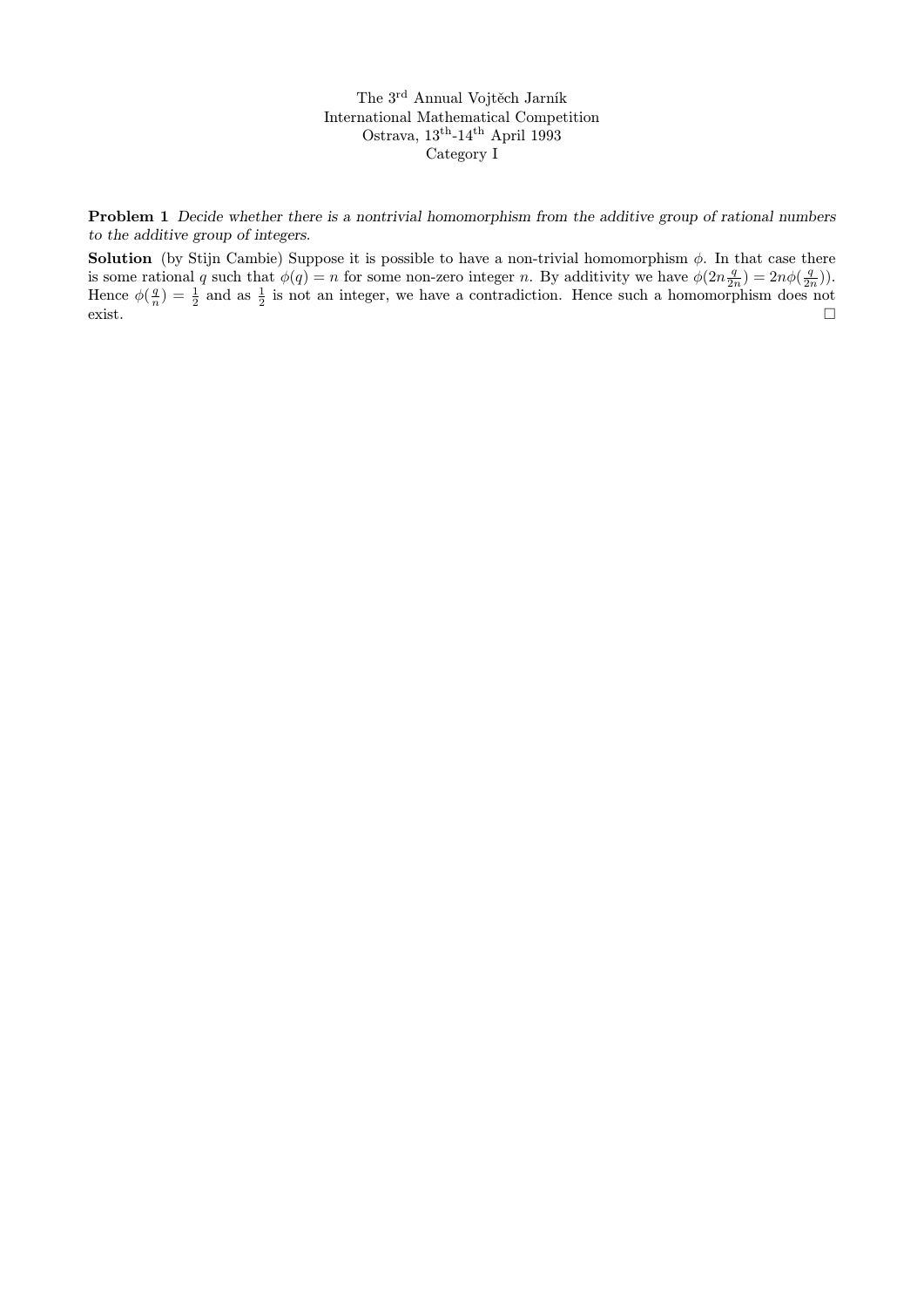The $3^{\text{rd}}$ Annual Vojtěch Jarník
International Mathematical Competition
Ostrava, $13^{\text{th}}$-$14^{\text{th}}$ April 1993
Category I

**Problem 1** *Decide whether there is a nontrivial homomorphism from the additive group of rational numbers to the additive group of integers.*

**Solution** (by Stijn Cambie) Suppose it is possible to have a non-trivial homomorphism $\phi$. In that case there is some rational $q$ such that $\phi(q) = n$ for some non-zero integer $n$. By additivity we have $\phi(2n\frac{q}{2n}) = 2n\phi(\frac{q}{2n}))$. Hence $\phi(\frac{q}{n}) = \frac{1}{2}$ and as $\frac{1}{2}$ is not an integer, we have a contradiction. Hence such a homomorphism does not exist. $\square$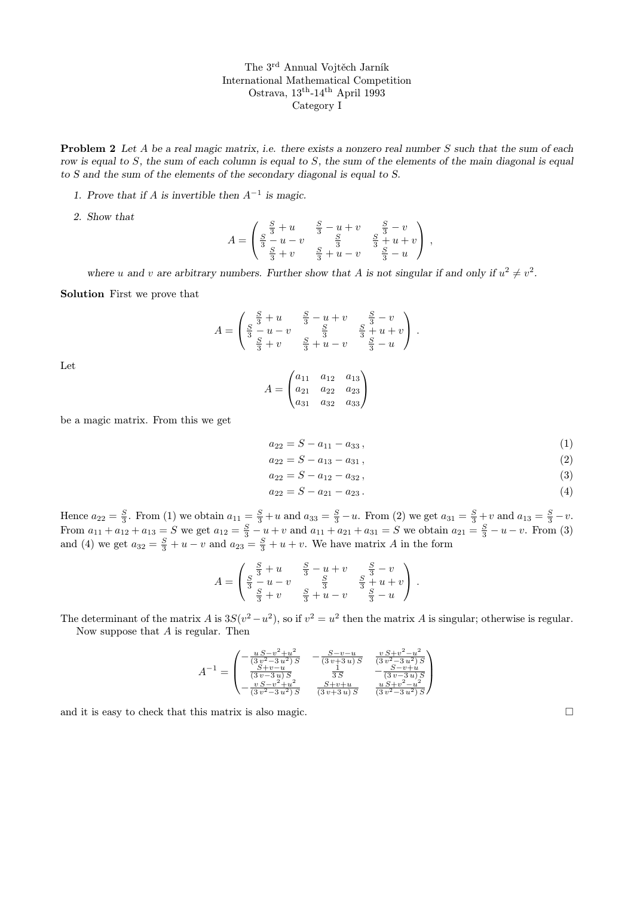The 3[rd] Annual Vojtěch Jarník
International Mathematical Competition
Ostrava, 13[th]-14[th] April 1993
Category I

**Problem 2** *Let $A$ be a real magic matrix, i.e. there exists a nonzero real number $S$ such that the sum of each row is equal to $S$, the sum of each column is equal to $S$, the sum of the elements of the main diagonal is equal to $S$ and the sum of the elements of the secondary diagonal is equal to $S$.*

1. *Prove that if $A$ is invertible then $A^{-1}$ is magic.*
2. *Show that*

$$A = \begin{pmatrix} \frac{S}{3}+u & \frac{S}{3}-u+v & \frac{S}{3}-v \\ \frac{S}{3}-u-v & \frac{S}{3} & \frac{S}{3}+u+v \\ \frac{S}{3}+v & \frac{S}{3}+u-v & \frac{S}{3}-u \end{pmatrix},$$

*where $u$ and $v$ are arbitrary numbers. Further show that $A$ is not singular if and only if $u^2 \neq v^2$.*

**Solution** First we prove that

$$A = \begin{pmatrix} \frac{S}{3}+u & \frac{S}{3}-u+v & \frac{S}{3}-v \\ \frac{S}{3}-u-v & \frac{S}{3} & \frac{S}{3}+u+v \\ \frac{S}{3}+v & \frac{S}{3}+u-v & \frac{S}{3}-u \end{pmatrix}.$$

Let

$$A = \begin{pmatrix} a_{11} & a_{12} & a_{13} \\ a_{21} & a_{22} & a_{23} \\ a_{31} & a_{32} & a_{33} \end{pmatrix}$$

be a magic matrix. From this we get

$$a_{22} = S - a_{11} - a_{33}\,, \tag{1}$$

$$a_{22} = S - a_{13} - a_{31}\,, \tag{2}$$

$$a_{22} = S - a_{12} - a_{32}\,, \tag{3}$$

$$a_{22} = S - a_{21} - a_{23}\,. \tag{4}$$

Hence $a_{22} = \frac{S}{3}$. From (1) we obtain $a_{11} = \frac{S}{3}+u$ and $a_{33} = \frac{S}{3}-u$. From (2) we get $a_{31} = \frac{S}{3}+v$ and $a_{13} = \frac{S}{3}-v$. From $a_{11}+a_{12}+a_{13} = S$ we get $a_{12} = \frac{S}{3}-u+v$ and $a_{11}+a_{21}+a_{31} = S$ we obtain $a_{21} = \frac{S}{3}-u-v$. From (3) and (4) we get $a_{32} = \frac{S}{3}+u-v$ and $a_{23} = \frac{S}{3}+u+v$. We have matrix $A$ in the form

$$A = \begin{pmatrix} \frac{S}{3}+u & \frac{S}{3}-u+v & \frac{S}{3}-v \\ \frac{S}{3}-u-v & \frac{S}{3} & \frac{S}{3}+u+v \\ \frac{S}{3}+v & \frac{S}{3}+u-v & \frac{S}{3}-u \end{pmatrix}.$$

The determinant of the matrix $A$ is $3S(v^2-u^2)$, so if $v^2 = u^2$ then the matrix $A$ is singular; otherwise is regular.

Now suppose that $A$ is regular. Then

$$A^{-1} = \begin{pmatrix} -\frac{u\,S-v^2+u^2}{(3\,v^2-3\,u^2)\,S} & -\frac{S-v-u}{(3\,v+3\,u)\,S} & \frac{v\,S+v^2-u^2}{(3\,v^2-3\,u^2)\,S} \\ \frac{S+v-u}{(3\,v-3\,u)\,S} & \frac{1}{3\,S} & -\frac{S-v+u}{(3\,v-3\,u)\,S} \\ -\frac{v\,S-v^2+u^2}{(3\,v^2-3\,u^2)\,S} & \frac{S+v+u}{(3\,v+3\,u)\,S} & \frac{u\,S+v^2-u^2}{(3\,v^2-3\,u^2)\,S} \end{pmatrix}$$

and it is easy to check that this matrix is also magic. □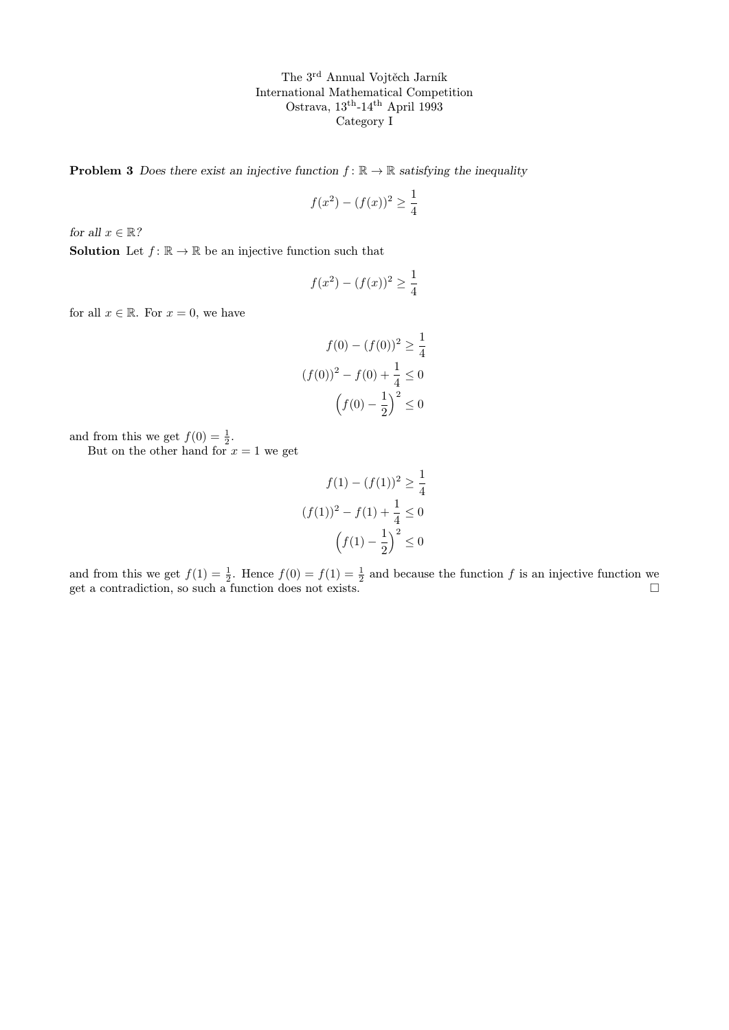The 3rd Annual Vojtěch Jarník
International Mathematical Competition
Ostrava, 13th-14th April 1993
Category I

**Problem 3** *Does there exist an injective function $f\colon \mathbb{R} \to \mathbb{R}$ satisfying the inequality*

$$f(x^2) - (f(x))^2 \geq \frac{1}{4}$$

*for all $x \in \mathbb{R}$?*

**Solution** Let $f\colon \mathbb{R} \to \mathbb{R}$ be an injective function such that

$$f(x^2) - (f(x))^2 \geq \frac{1}{4}$$

for all $x \in \mathbb{R}$. For $x = 0$, we have

$$\begin{aligned} f(0) - (f(0))^2 &\geq \frac{1}{4} \\ (f(0))^2 - f(0) + \frac{1}{4} &\leq 0 \\ \left(f(0) - \frac{1}{2}\right)^2 &\leq 0 \end{aligned}$$

and from this we get $f(0) = \frac{1}{2}$.

But on the other hand for $x = 1$ we get

$$\begin{aligned} f(1) - (f(1))^2 &\geq \frac{1}{4} \\ (f(1))^2 - f(1) + \frac{1}{4} &\leq 0 \\ \left(f(1) - \frac{1}{2}\right)^2 &\leq 0 \end{aligned}$$

and from this we get $f(1) = \frac{1}{2}$. Hence $f(0) = f(1) = \frac{1}{2}$ and because the function $f$ is an injective function we get a contradiction, so such a function does not exists. □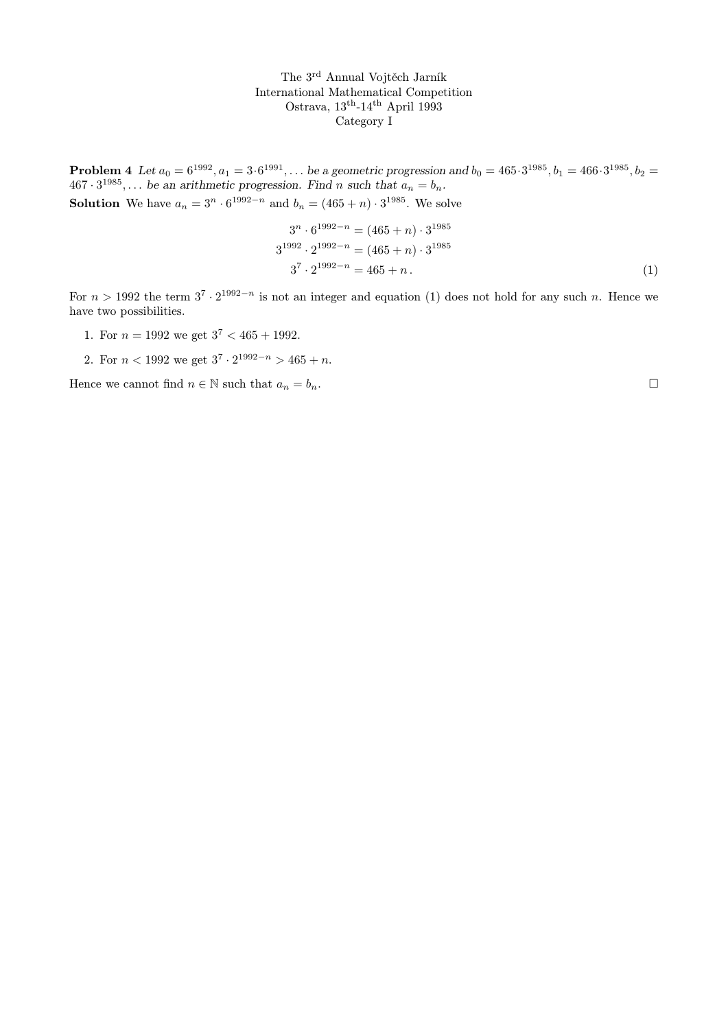The 3rd Annual Vojtěch Jarník
International Mathematical Competition
Ostrava, 13th-14th April 1993
Category I

**Problem 4** *Let $a_0 = 6^{1992}, a_1 = 3 \cdot 6^{1991}, \dots$ be a geometric progression and $b_0 = 465 \cdot 3^{1985}, b_1 = 466 \cdot 3^{1985}, b_2 = 467 \cdot 3^{1985}, \dots$ be an arithmetic progression. Find $n$ such that $a_n = b_n$.*

**Solution** We have $a_n = 3^n \cdot 6^{1992-n}$ and $b_n = (465+n) \cdot 3^{1985}$. We solve

$$
\begin{aligned}
3^n \cdot 6^{1992-n} &= (465+n) \cdot 3^{1985} \\
3^{1992} \cdot 2^{1992-n} &= (465+n) \cdot 3^{1985} \\
3^7 \cdot 2^{1992-n} &= 465 + n\,. \qquad (1)
\end{aligned}
$$

For $n > 1992$ the term $3^7 \cdot 2^{1992-n}$ is not an integer and equation (1) does not hold for any such $n$. Hence we have two possibilities.

1. For $n = 1992$ we get $3^7 < 465 + 1992$.
2. For $n < 1992$ we get $3^7 \cdot 2^{1992-n} > 465 + n$.

Hence we cannot find $n \in \mathbb{N}$ such that $a_n = b_n$. □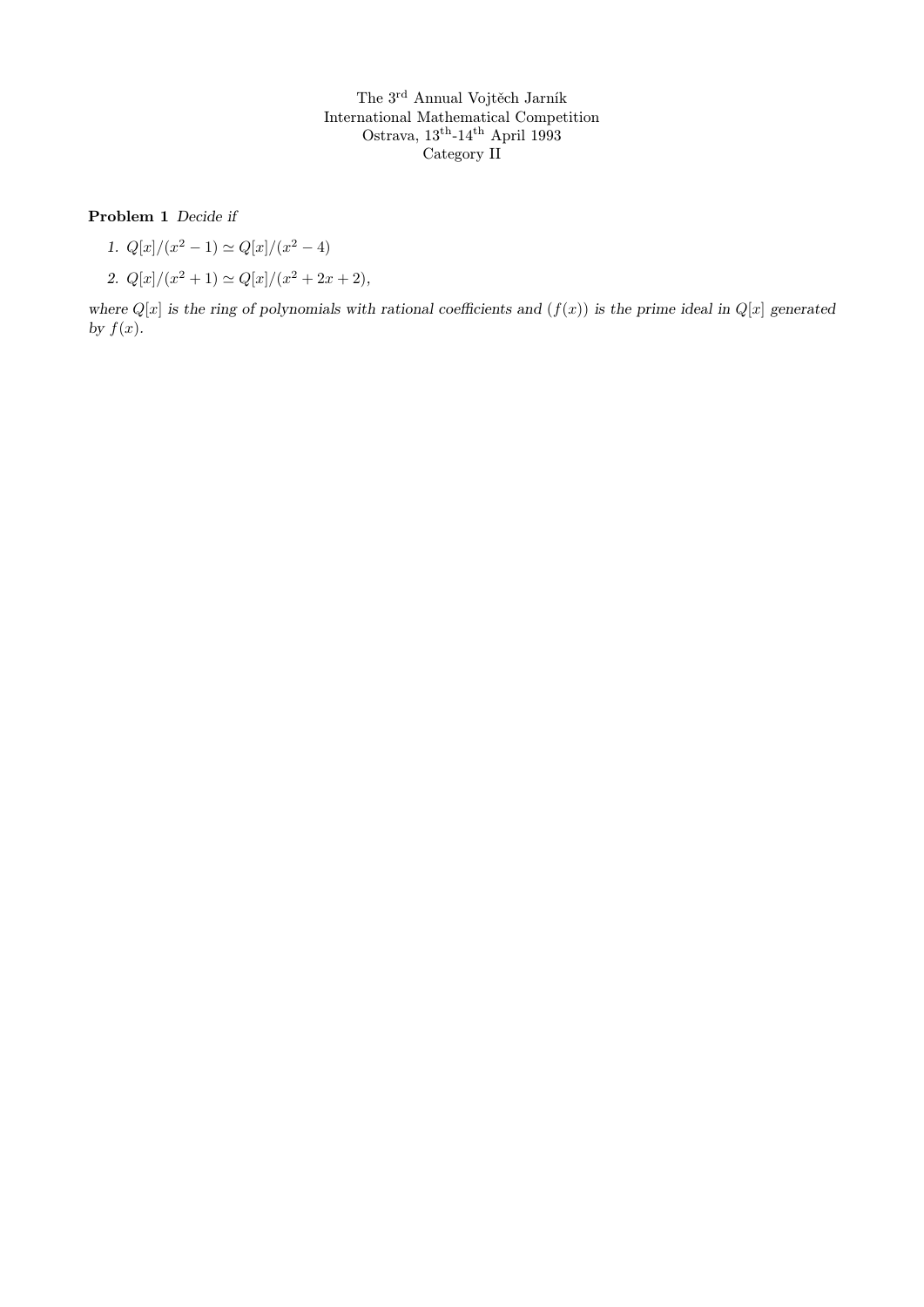The 3rd Annual Vojtěch Jarník
International Mathematical Competition
Ostrava, 13th-14th April 1993
Category II

**Problem 1** *Decide if*

1. $Q[x]/(x^2 - 1) \simeq Q[x]/(x^2 - 4)$
2. $Q[x]/(x^2 + 1) \simeq Q[x]/(x^2 + 2x + 2)$,

*where $Q[x]$ is the ring of polynomials with rational coefficients and $(f(x))$ is the prime ideal in $Q[x]$ generated by $f(x)$.*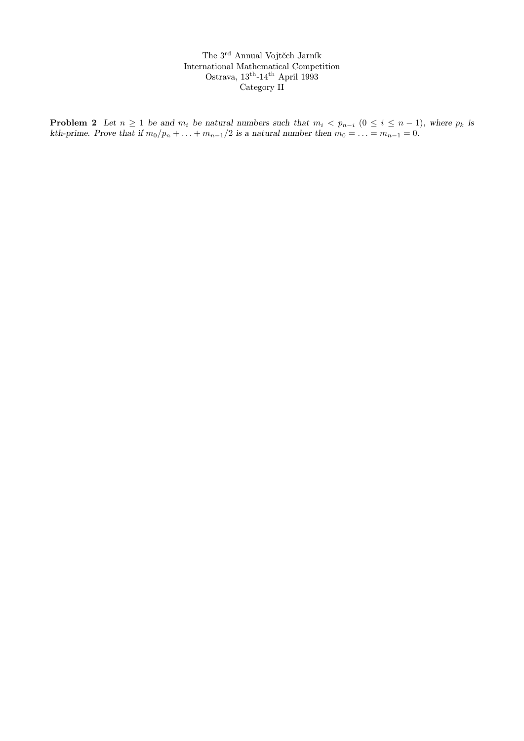The 3[rd] Annual Vojtěch Jarník
International Mathematical Competition
Ostrava, 13[th]-14[th] April 1993
Category II

**Problem 2** *Let $n \geq 1$ be and $m_i$ be natural numbers such that $m_i < p_{n-i}$ $(0 \leq i \leq n-1)$, where $p_k$ is kth-prime. Prove that if $m_0/p_n + \ldots + m_{n-1}/2$ is a natural number then $m_0 = \ldots = m_{n-1} = 0$.*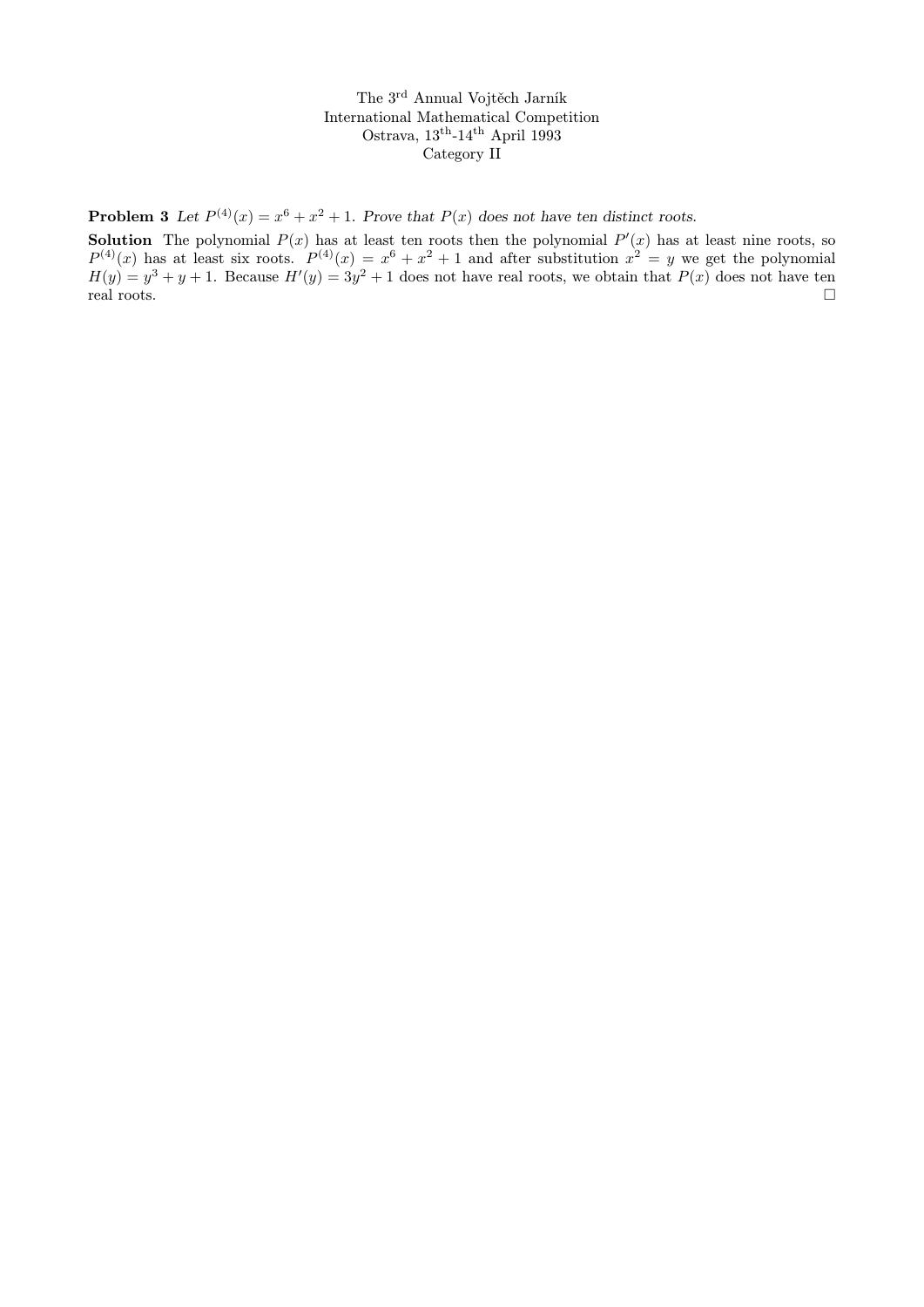The 3rd Annual Vojtěch Jarník
International Mathematical Competition
Ostrava, 13th-14th April 1993
Category II

**Problem 3** *Let $P^{(4)}(x) = x^6 + x^2 + 1$. Prove that $P(x)$ does not have ten distinct roots.*

**Solution** The polynomial $P(x)$ has at least ten roots then the polynomial $P'(x)$ has at least nine roots, so $P^{(4)}(x)$ has at least six roots. $P^{(4)}(x) = x^6 + x^2 + 1$ and after substitution $x^2 = y$ we get the polynomial $H(y) = y^3 + y + 1$. Because $H'(y) = 3y^2 + 1$ does not have real roots, we obtain that $P(x)$ does not have ten real roots. □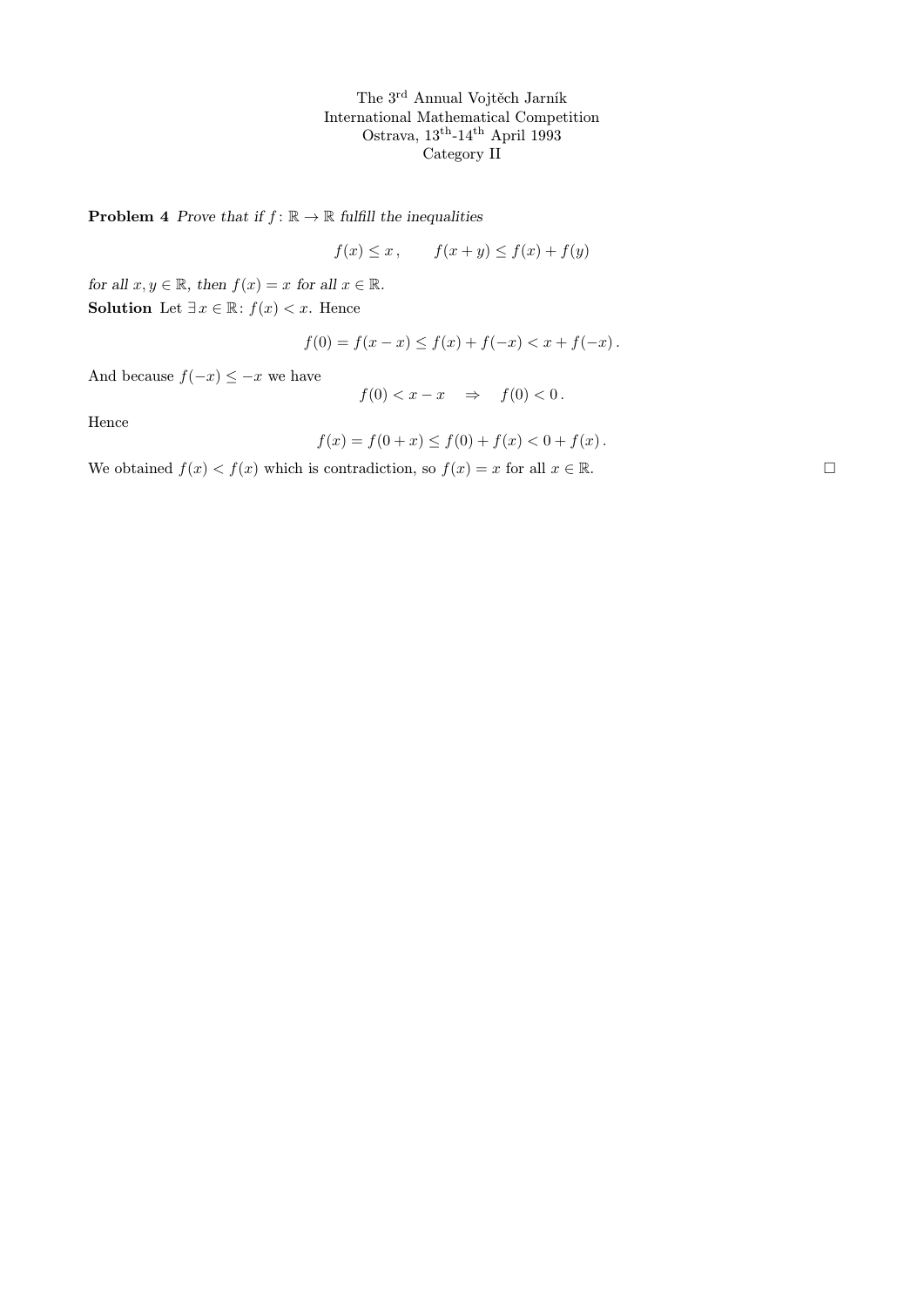The 3rd Annual Vojtěch Jarník
International Mathematical Competition
Ostrava, 13th-14th April 1993
Category II

**Problem 4** *Prove that if $f\colon \mathbb{R} \to \mathbb{R}$ fulfill the inequalities*

$$f(x) \le x\,, \qquad f(x+y) \le f(x) + f(y)$$

*for all $x, y \in \mathbb{R}$, then $f(x) = x$ for all $x \in \mathbb{R}$.*

**Solution** Let $\exists\, x \in \mathbb{R}\colon f(x) < x$. Hence

$$f(0) = f(x - x) \le f(x) + f(-x) < x + f(-x)\,.$$

And because $f(-x) \le -x$ we have

$$f(0) < x - x \quad \Rightarrow \quad f(0) < 0\,.$$

Hence

$$f(x) = f(0 + x) \le f(0) + f(x) < 0 + f(x)\,.$$

We obtained $f(x) < f(x)$ which is contradiction, so $f(x) = x$ for all $x \in \mathbb{R}$. □